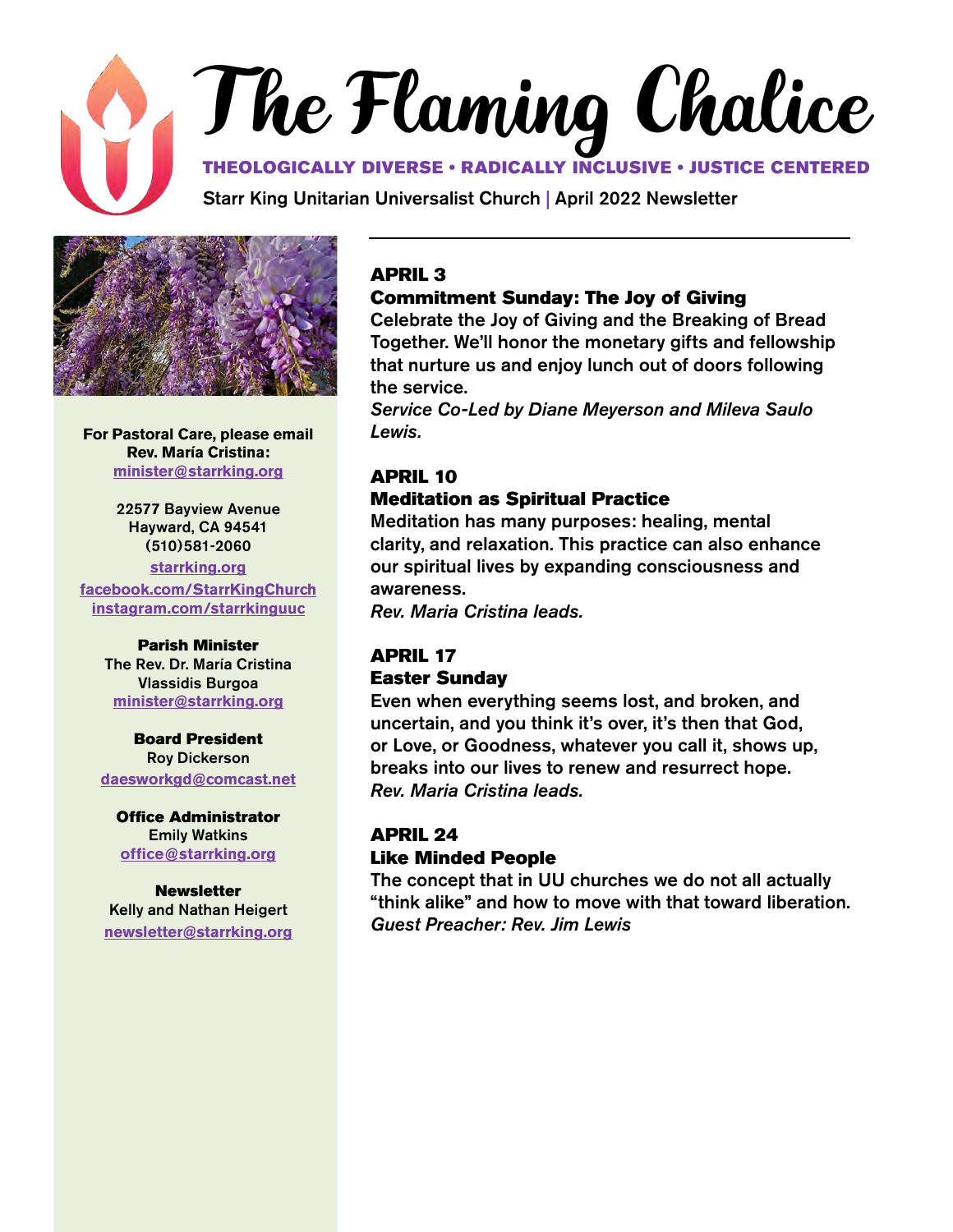# The Flaming Chalice

**THEOLOGICALLY DIVERSE • RADICALLY INCLUSIVE • JUSTICE CENTERED**

Starr King Unitarian Universalist Church | April 2022 Newsletter

## APRIL 3
### Commitment Sunday: The Joy of Giving

Celebrate the Joy of Giving and the Breaking of Bread Together. We'll honor the monetary gifts and fellowship that nurture us and enjoy lunch out of doors following the service.

*Service Co-Led by Diane Meyerson and Mileva Saulo Lewis.*

## APRIL 10
### Meditation as Spiritual Practice

Meditation has many purposes: healing, mental clarity, and relaxation. This practice can also enhance our spiritual lives by expanding consciousness and awareness.

*Rev. Maria Cristina leads.*

## APRIL 17
### Easter Sunday

Even when everything seems lost, and broken, and uncertain, and you think it's over, it's then that God, or Love, or Goodness, whatever you call it, shows up, breaks into our lives to renew and resurrect hope.

*Rev. Maria Cristina leads.*

## APRIL 24
### Like Minded People

The concept that in UU churches we do not all actually "think alike" and how to move with that toward liberation.

*Guest Preacher: Rev. Jim Lewis*

---

**For Pastoral Care, please email Rev. María Cristina:**
minister@starrking.org

22577 Bayview Avenue
Hayward, CA 94541
(510)581-2060

starrking.org
facebook.com/StarrKingChurch
instagram.com/starrkinguuc

**Parish Minister**
The Rev. Dr. María Cristina Vlassidis Burgoa
minister@starrking.org

**Board President**
Roy Dickerson
daesworkgd@comcast.net

**Office Administrator**
Emily Watkins
office@starrking.org

**Newsletter**
Kelly and Nathan Heigert
newsletter@starrking.org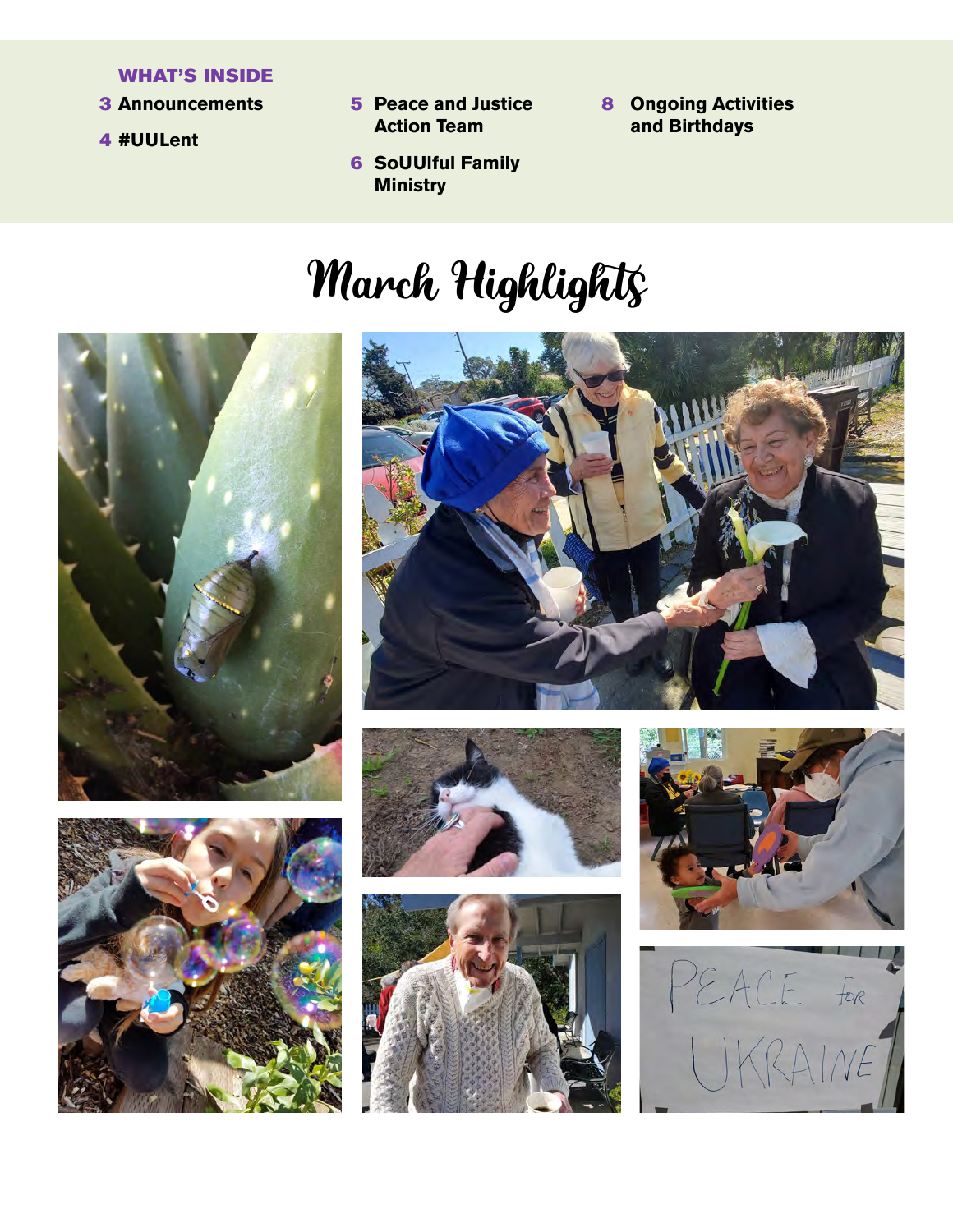**WHAT'S INSIDE**

3 **Announcements**

4 **#UULent**

5 **Peace and Justice Action Team**

6 **SoUUlful Family Ministry**

8 **Ongoing Activities and Birthdays**

# March Highlights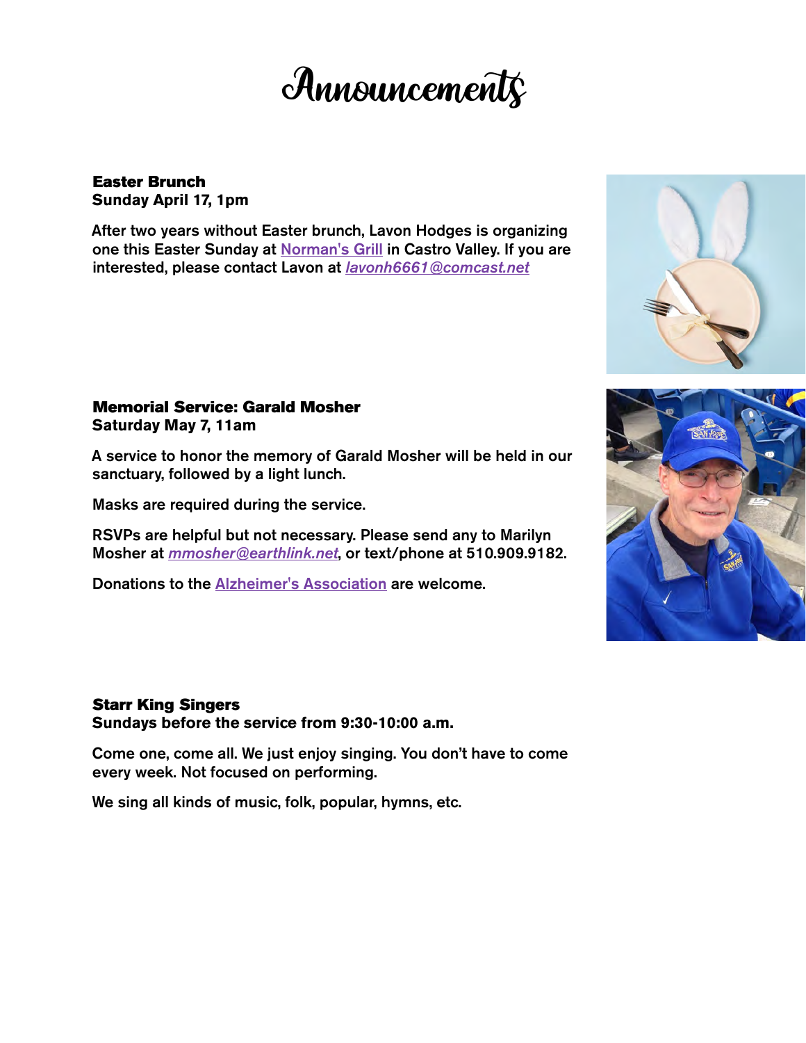# Announcements

**Easter Brunch**
**Sunday April 17, 1pm**

After two years without Easter brunch, Lavon Hodges is organizing one this Easter Sunday at Norman's Grill in Castro Valley. If you are interested, please contact Lavon at *lavonh6661@comcast.net*

**Memorial Service: Garald Mosher**
**Saturday May 7, 11am**

A service to honor the memory of Garald Mosher will be held in our sanctuary, followed by a light lunch.

Masks are required during the service.

RSVPs are helpful but not necessary. Please send any to Marilyn Mosher at *mmosher@earthlink.net*, or text/phone at 510.909.9182.

Donations to the Alzheimer's Association are welcome.

**Starr King Singers**
**Sundays before the service from 9:30-10:00 a.m.**

Come one, come all. We just enjoy singing. You don't have to come every week. Not focused on performing.

We sing all kinds of music, folk, popular, hymns, etc.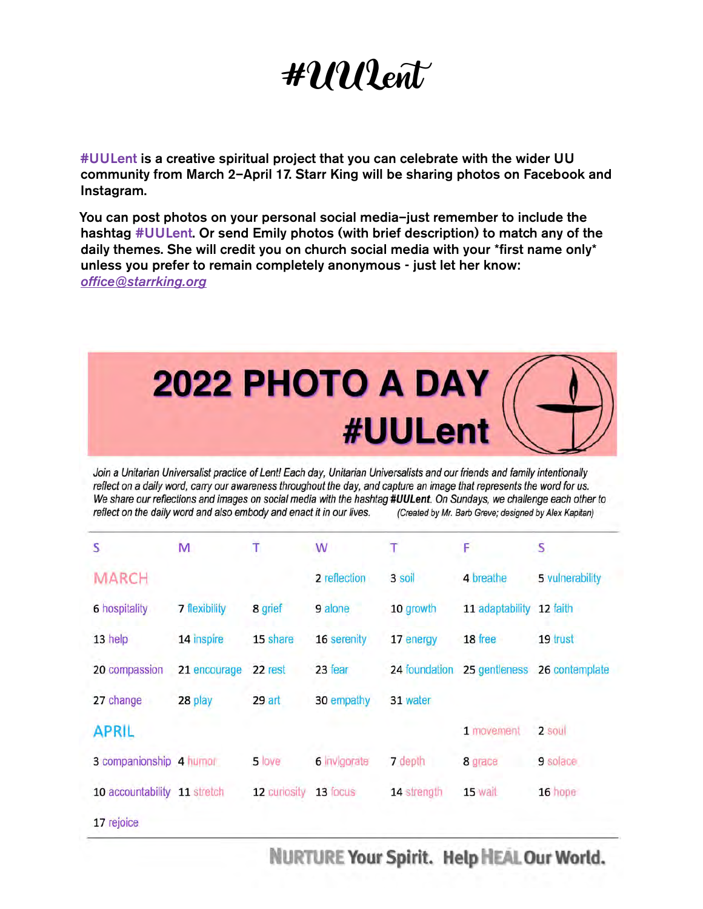# #UULent

#UULent is a creative spiritual project that you can celebrate with the wider UU community from March 2–April 17. Starr King will be sharing photos on Facebook and Instagram.

You can post photos on your personal social media–just remember to include the hashtag #UULent. Or send Emily photos (with brief description) to match any of the daily themes. She will credit you on church social media with your *first name only* unless you prefer to remain completely anonymous - just let her know: *office@starrking.org*

## 2022 PHOTO A DAY #UULent

*Join a Unitarian Universalist practice of Lent! Each day, Unitarian Universalists and our friends and family intentionally reflect on a daily word, carry our awareness throughout the day, and capture an image that represents the word for us. We share our reflections and images on social media with the hashtag* ***#UULent****. On Sundays, we challenge each other to reflect on the daily word and also embody and enact it in our lives.* *(Created by Mr. Barb Greve; designed by Alex Kapitan)*

| S | M | T | W | T | F | S |
|---|---|---|---|---|---|---|
| MARCH | | | 2 reflection | 3 soil | 4 breathe | 5 vulnerability |
| 6 hospitality | 7 flexibility | 8 grief | 9 alone | 10 growth | 11 adaptability | 12 faith |
| 13 help | 14 inspire | 15 share | 16 serenity | 17 energy | 18 free | 19 trust |
| 20 compassion | 21 encourage | 22 rest | 23 fear | 24 foundation | 25 gentleness | 26 contemplate |
| 27 change | 28 play | 29 art | 30 empathy | 31 water | | |
| APRIL | | | | | 1 movement | 2 soul |
| 3 companionship | 4 humor | 5 love | 6 invigorate | 7 depth | 8 grace | 9 solace |
| 10 accountability | 11 stretch | 12 curiosity | 13 focus | 14 strength | 15 wait | 16 hope |
| 17 rejoice | | | | | | |

**NURTURE Your Spirit. Help HEAL Our World.**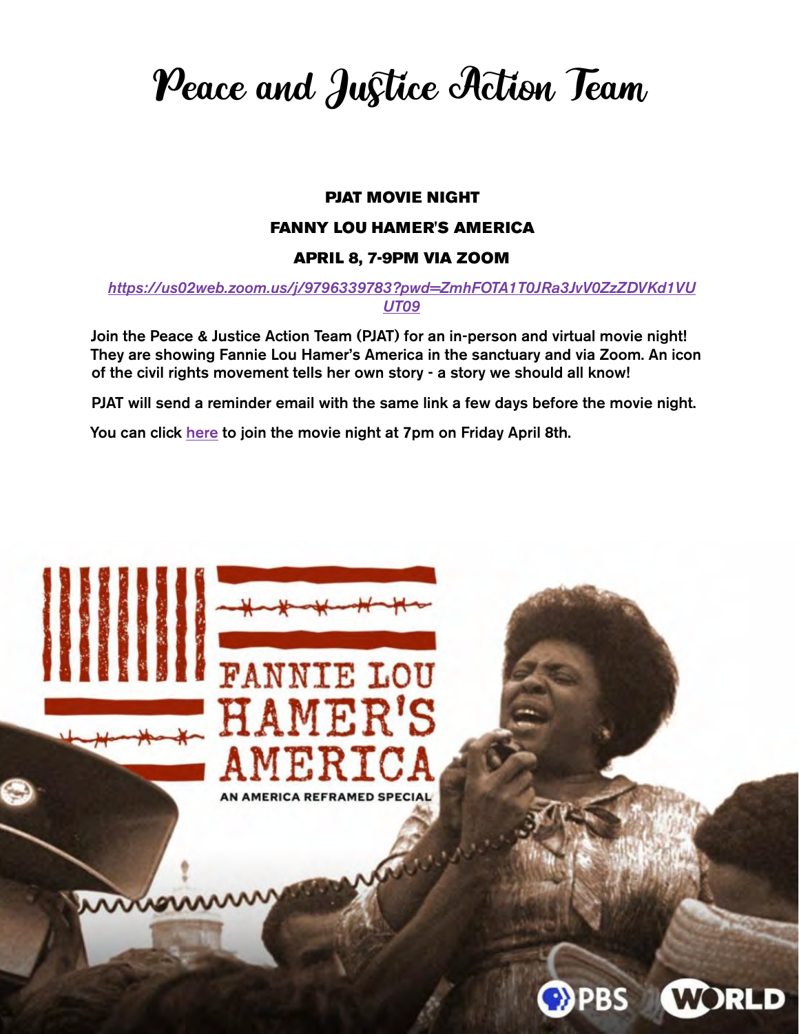# Peace and Justice Action Team

**PJAT MOVIE NIGHT**

**FANNY LOU HAMER'S AMERICA**

**APRIL 8, 7-9PM VIA ZOOM**

*https://us02web.zoom.us/j/9796339783?pwd=ZmhFOTA1T0JRa3JvV0ZzZDVKd1VUUT09*

Join the Peace & Justice Action Team (PJAT) for an in-person and virtual movie night! They are showing Fannie Lou Hamer's America in the sanctuary and via Zoom. An icon of the civil rights movement tells her own story - a story we should all know!

PJAT will send a reminder email with the same link a few days before the movie night.

You can click here to join the movie night at 7pm on Friday April 8th.

FANNIE LOU HAMER'S AMERICA

AN AMERICA REFRAMED SPECIAL

PBS WORLD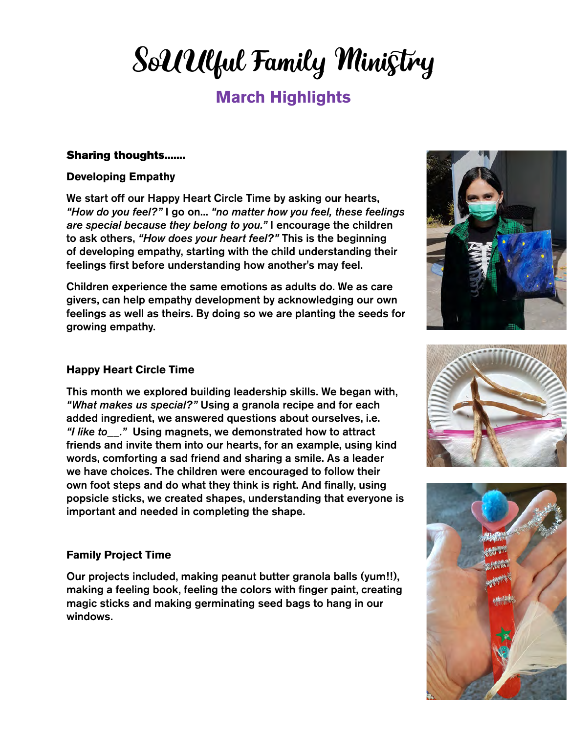# SoUUlful Family Ministry

## March Highlights

**Sharing thoughts.......**

### Developing Empathy

We start off our Happy Heart Circle Time by asking our hearts, *"How do you feel?"* I go on... *"no matter how you feel, these feelings are special because they belong to you."* I encourage the children to ask others, *"How does your heart feel?"* This is the beginning of developing empathy, starting with the child understanding their feelings first before understanding how another's may feel.

Children experience the same emotions as adults do. We as care givers, can help empathy development by acknowledging our own feelings as well as theirs. By doing so we are planting the seeds for growing empathy.

### Happy Heart Circle Time

This month we explored building leadership skills. We began with, *"What makes us special?"* Using a granola recipe and for each added ingredient, we answered questions about ourselves, i.e. *"I like to__."* Using magnets, we demonstrated how to attract friends and invite them into our hearts, for an example, using kind words, comforting a sad friend and sharing a smile. As a leader we have choices. The children were encouraged to follow their own foot steps and do what they think is right. And finally, using popsicle sticks, we created shapes, understanding that everyone is important and needed in completing the shape.

### Family Project Time

Our projects included, making peanut butter granola balls (yum!!), making a feeling book, feeling the colors with finger paint, creating magic sticks and making germinating seed bags to hang in our windows.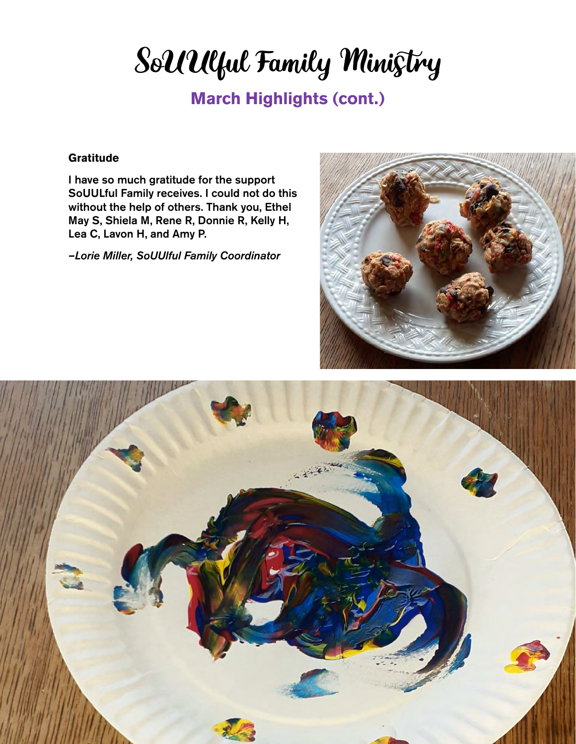# SoUUlful Family Ministry

## March Highlights (cont.)

**Gratitude**

I have so much gratitude for the support SoUULful Family receives. I could not do this without the help of others. Thank you, Ethel May S, Shiela M, Rene R, Donnie R, Kelly H, Lea C, Lavon H, and Amy P.

*–Lorie Miller, SoUUlful Family Coordinator*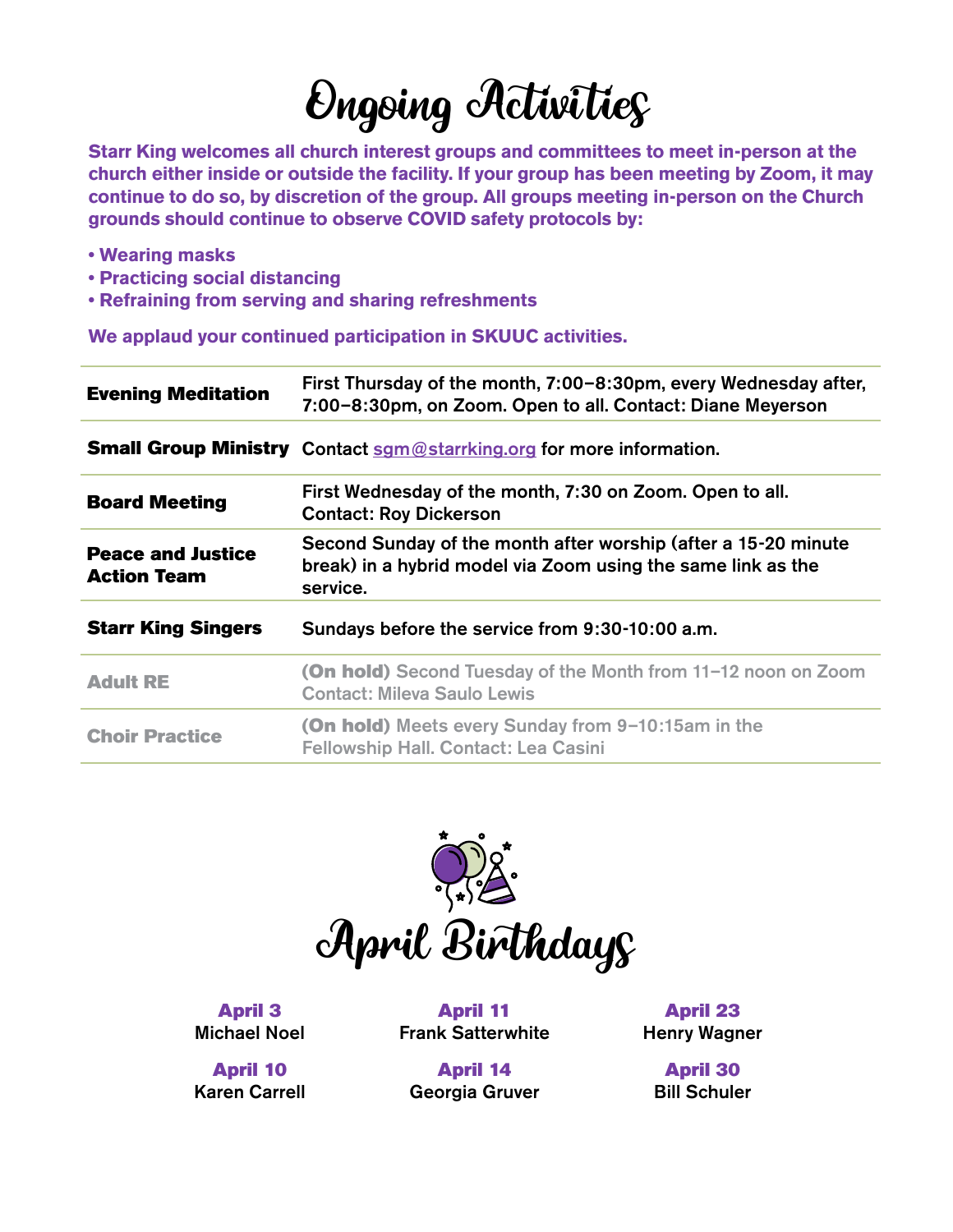# Ongoing Activities

**Starr King welcomes all church interest groups and committees to meet in-person at the church either inside or outside the facility. If your group has been meeting by Zoom, it may continue to do so, by discretion of the group. All groups meeting in-person on the Church grounds should continue to observe COVID safety protocols by:**

- **Wearing masks**
- **Practicing social distancing**
- **Refraining from serving and sharing refreshments**

**We applaud your continued participation in SKUUC activities.**

| | |
|---|---|
| **Evening Meditation** | First Thursday of the month, 7:00–8:30pm, every Wednesday after, 7:00–8:30pm, on Zoom. Open to all. Contact: Diane Meyerson |
| **Small Group Ministry** | Contact sgm@starrking.org for more information. |
| **Board Meeting** | First Wednesday of the month, 7:30 on Zoom. Open to all. Contact: Roy Dickerson |
| **Peace and Justice Action Team** | Second Sunday of the month after worship (after a 15-20 minute break) in a hybrid model via Zoom using the same link as the service. |
| **Starr King Singers** | Sundays before the service from 9:30-10:00 a.m. |
| **Adult RE** | **(On hold)** Second Tuesday of the Month from 11–12 noon on Zoom Contact: Mileva Saulo Lewis |
| **Choir Practice** | **(On hold)** Meets every Sunday from 9–10:15am in the Fellowship Hall. Contact: Lea Casini |

# April Birthdays

**April 3**
Michael Noel

**April 10**
Karen Carrell

**April 11**
Frank Satterwhite

**April 14**
Georgia Gruver

**April 23**
Henry Wagner

**April 30**
Bill Schuler